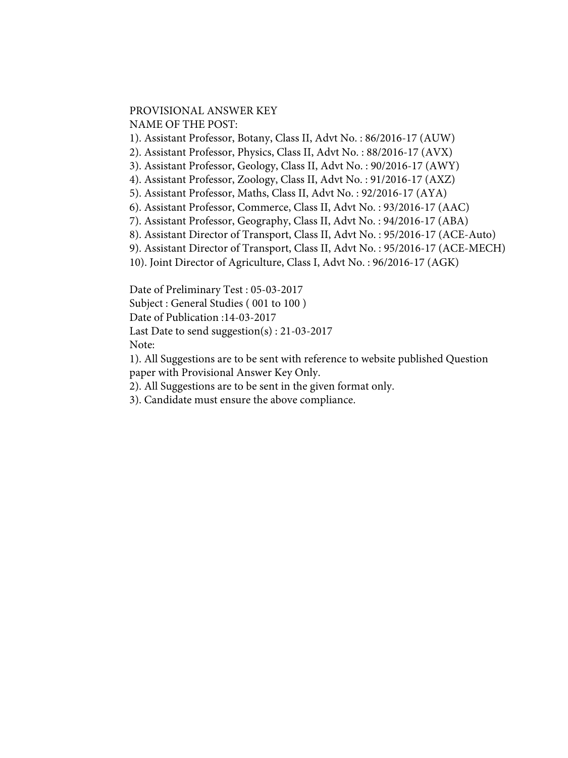PROVISIONAL ANSWER KEY

NAME OF THE POST:

1). Assistant Professor, Botany, Class II, Advt No. : 86/2016-17 (AUW)
2). Assistant Professor, Physics, Class II, Advt No. : 88/2016-17 (AVX)
3). Assistant Professor, Geology, Class II, Advt No. : 90/2016-17 (AWY)
4). Assistant Professor, Zoology, Class II, Advt No. : 91/2016-17 (AXZ)
5). Assistant Professor, Maths, Class II, Advt No. : 92/2016-17 (AYA)
6). Assistant Professor, Commerce, Class II, Advt No. : 93/2016-17 (AAC)
7). Assistant Professor, Geography, Class II, Advt No. : 94/2016-17 (ABA)
8). Assistant Director of Transport, Class II, Advt No. : 95/2016-17 (ACE-Auto)
9). Assistant Director of Transport, Class II, Advt No. : 95/2016-17 (ACE-MECH)
10). Joint Director of Agriculture, Class I, Advt No. : 96/2016-17 (AGK)

Date of Preliminary Test : 05-03-2017
Subject : General Studies ( 001 to 100 )
Date of Publication :14-03-2017
Last Date to send suggestion(s) : 21-03-2017
Note:

1). All Suggestions are to be sent with reference to website published Question paper with Provisional Answer Key Only.
2). All Suggestions are to be sent in the given format only.
3). Candidate must ensure the above compliance.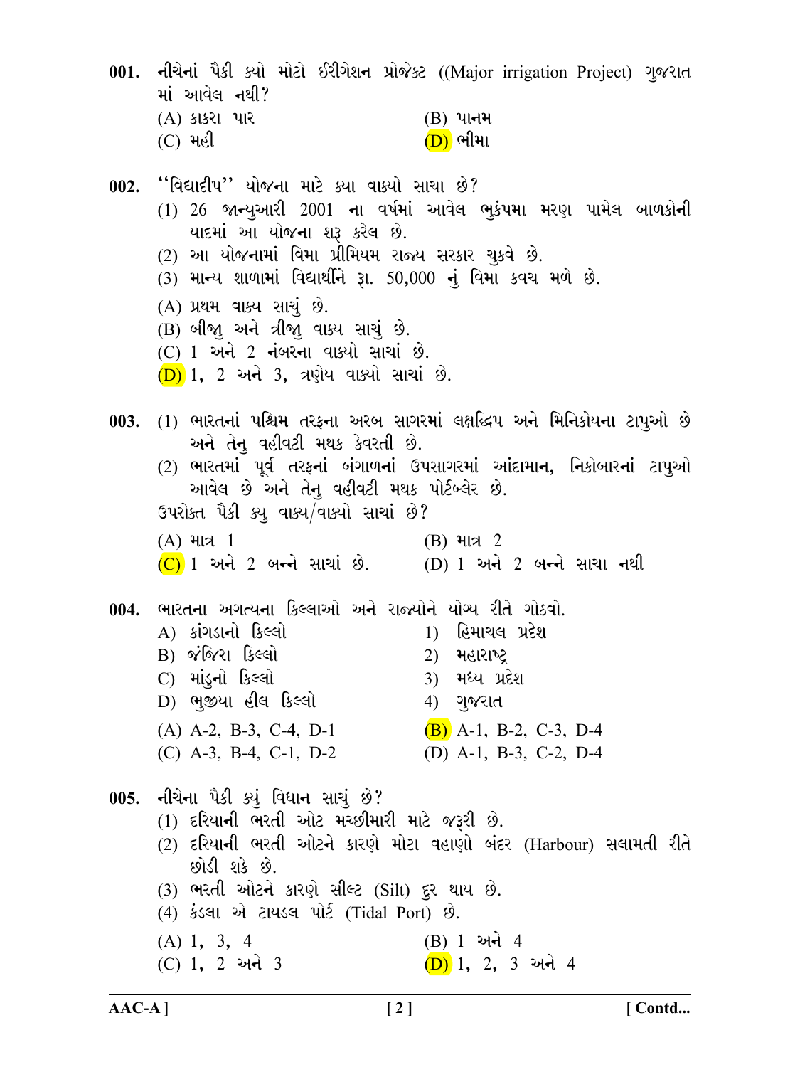**001.** નીચેનાં પૈકી ક્યો મોટો ઈરીગેશન પ્રોજેક્ટ ((Major irrigation Project) ગુજરાત માં આવેલ નથી?

(A) કાકરા પાર
(B) પાનમ
(C) મહી
(D) ભીમા

**002.** "વિદ્યાદીપ" યોજના માટે ક્યા વાક્યો સાચા છે?

(1) 26 જાન્યુઆરી 2001 ના વર્ષમાં આવેલ ભુકંપમા મરણ પામેલ બાળકોની યાદમાં આ યોજના શરૂ કરેલ છે.
(2) આ યોજનામાં વિમા પ્રીમિયમ રાજ્ય સરકાર ચુકવે છે.
(3) માન્ય શાળામાં વિદ્યાર્થીને રૂા. 50,000 નું વિમા કવચ મળે છે.

(A) પ્રથમ વાક્ય સાચું છે.
(B) બીજુ અને ત્રીજુ વાક્ય સાચું છે.
(C) 1 અને 2 નંબરના વાક્યો સાચાં છે.
(D) 1, 2 અને 3, ત્રણેય વાક્યો સાચાં છે.

**003.** (1) ભારતનાં પશ્ચિમ તરફના અરબ સાગરમાં લક્ષદ્વિપ અને મિનિકોયના ટાપુઓ છે અને તેનુ વહીવટી મથક કેવરતી છે.
(2) ભારતમાં પૂર્વ તરફનાં બંગાળનાં ઉપસાગરમાં આંદામાન, નિકોબારનાં ટાપુઓ આવેલ છે અને તેનુ વહીવટી મથક પોર્ટબ્લેર છે.

ઉપરોક્ત પૈકી ક્યુ વાક્ય/વાક્યો સાચાં છે?

(A) માત્ર 1
(B) માત્ર 2
(C) 1 અને 2 બન્ને સાચાં છે.
(D) 1 અને 2 બન્ને સાચા નથી

**004.** ભારતના અગત્યના કિલ્લાઓ અને રાજ્યોને યોગ્ય રીતે ગોઠવો.

| | |
|---|---|
| A) કાંગડાનો કિલ્લો | 1) હિમાચલ પ્રદેશ |
| B) જંજિરા કિલ્લો | 2) મહારાષ્ટ્ર |
| C) માંડુનો કિલ્લો | 3) મધ્ય પ્રદેશ |
| D) ભુજીયા હીલ કિલ્લો | 4) ગુજરાત |

(A) A-2, B-3, C-4, D-1
(B) A-1, B-2, C-3, D-4
(C) A-3, B-4, C-1, D-2
(D) A-1, B-3, C-2, D-4

**005.** નીચેના પૈકી ક્યું વિધાન સાચું છે?

(1) દરિયાની ભરતી ઓટ મચ્છીમારી માટે જરૂરી છે.
(2) દરિયાની ભરતી ઓટને કારણે મોટા વહાણો બંદર (Harbour) સલામતી રીતે છોડી શકે છે.
(3) ભરતી ઓટને કારણે સીલ્ટ (Silt) દુર થાય છે.
(4) કંડલા એ ટાયડલ પોર્ટ (Tidal Port) છે.

(A) 1, 3, 4
(B) 1 અને 4
(C) 1, 2 અને 3
(D) 1, 2, 3 અને 4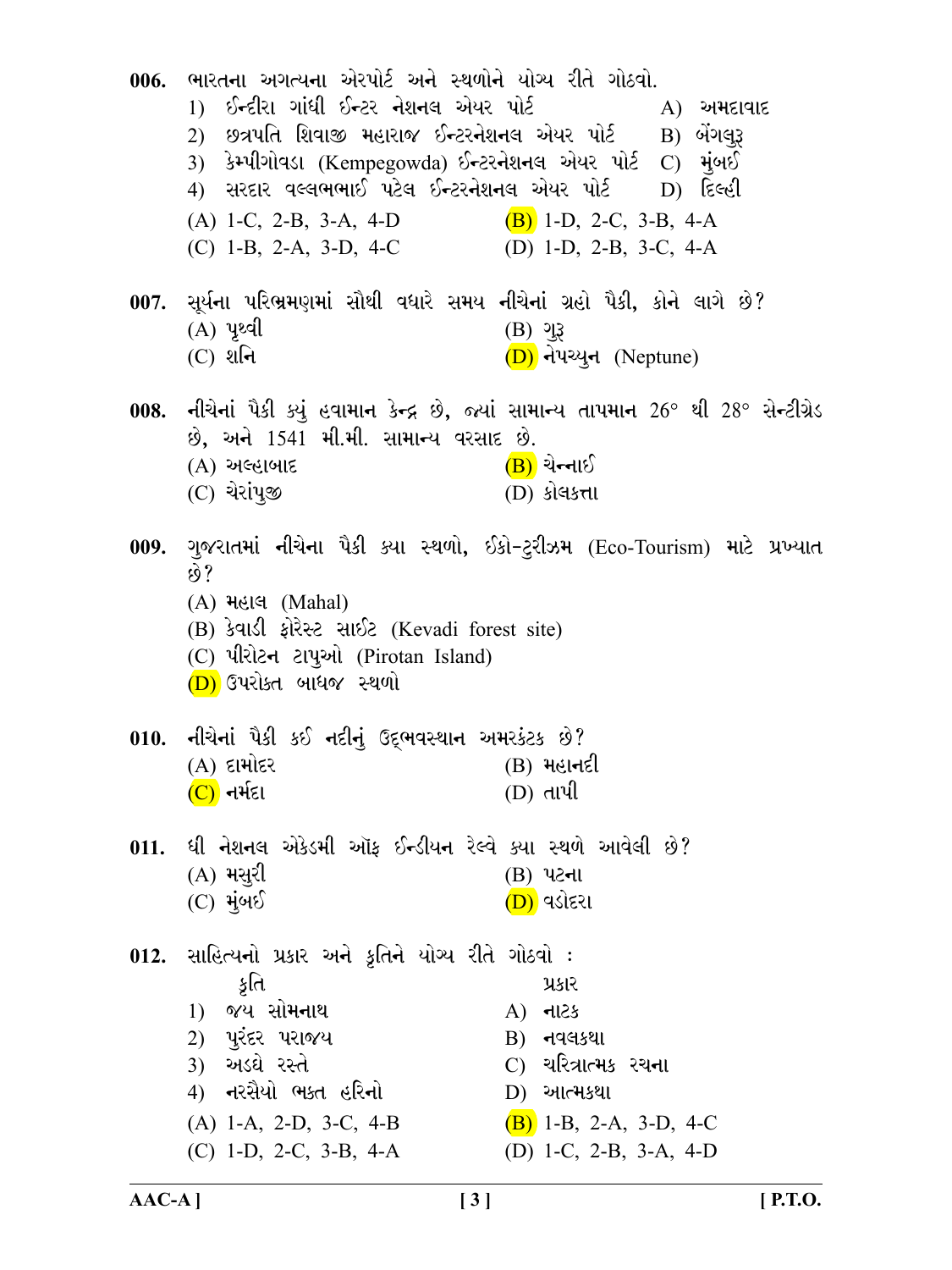**006.** ભારતના અગત્યના એરપોર્ટ અને સ્થળોને યોગ્ય રીતે ગોઠવો.

1) ઈન્દીરા ગાંધી ઈન્ટર નેશનલ એયર પોર્ટ — A) અમદાવાદ
2) છત્રપતિ શિવાજી મહારાજ ઈન્ટરનેશનલ એયર પોર્ટ — B) બેંગલુરૂ
3) કેમ્પીગોવડા (Kempegowda) ઈન્ટરનેશનલ એયર પોર્ટ — C) મુંબઈ
4) સરદાર વલ્લભભાઈ પટેલ ઈન્ટરનેશનલ એયર પોર્ટ — D) દિલ્હી

(A) 1-C, 2-B, 3-A, 4-D
(B) 1-D, 2-C, 3-B, 4-A
(C) 1-B, 2-A, 3-D, 4-C
(D) 1-D, 2-B, 3-C, 4-A

**007.** સૂર્યના પરિભ્રમણમાં સૌથી વધારે સમય નીચેનાં ગ્રહો પૈકી, કોને લાગે છે?

(A) પૃથ્વી
(B) ગુરૂ
(C) શનિ
(D) નેપચ્યુન (Neptune)

**008.** નીચેનાં પૈકી ક્યું હવામાન કેન્દ્ર છે, જ્યાં સામાન્ય તાપમાન 26° થી 28° સેન્ટીગ્રેડ છે, અને 1541 મી.મી. સામાન્ય વરસાદ છે.

(A) અલ્હાબાદ
(B) ચેન્નાઈ
(C) ચેરાંપુજી
(D) કોલકત્તા

**009.** ગુજરાતમાં નીચેના પૈકી ક્યા સ્થળો, ઈકો-ટુરીઝમ (Eco-Tourism) માટે પ્રખ્યાત છે?

(A) મહાલ (Mahal)
(B) કેવાડી ફોરેસ્ટ સાઈટ (Kevadi forest site)
(C) પીરોટન ટાપુઓ (Pirotan Island)
(D) ઉપરોક્ત બાધજ સ્થળો

**010.** નીચેનાં પૈકી કઈ નદીનું ઉદ્‌ભવસ્થાન અમરકંટક છે?

(A) દામોદર
(B) મહાનદી
(C) નર્મદા
(D) તાપી

**011.** ધી નેશનલ એકેડમી ઑફ ઈન્ડીયન રેલ્વે ક્યા સ્થળે આવેલી છે?

(A) મસુરી
(B) પટના
(C) મુંબઈ
(D) વડોદરા

**012.** સાહિત્યનો પ્રકાર અને કૃતિને યોગ્ય રીતે ગોઠવો :

| કૃતિ | પ્રકાર |
|---|---|
| 1) જય સોમનાથ | A) નાટક |
| 2) પુરંદર પરાજય | B) નવલકથા |
| 3) અડધે રસ્તે | C) ચરિત્રાત્મક રચના |
| 4) નરસૈયો ભક્ત હરિનો | D) આત્મકથા |

(A) 1-A, 2-D, 3-C, 4-B
(B) 1-B, 2-A, 3-D, 4-C
(C) 1-D, 2-C, 3-B, 4-A
(D) 1-C, 2-B, 3-A, 4-D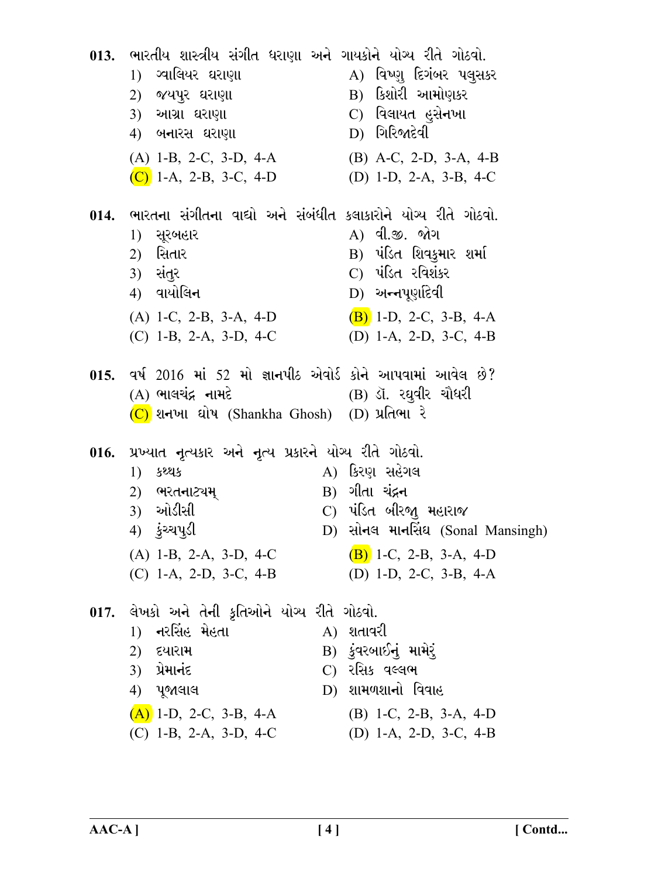**013.** ભારતીય શાસ્ત્રીય સંગીત ઘરાણા અને ગાયકોને યોગ્ય રીતે ગોઠવો.

1) ગ્વાલિયર ઘરાણા — A) વિષ્ણુ દિગંબર પલુસકર
2) જયપુર ઘરાણા — B) કિશોરી આમોણકર
3) આગ્રા ઘરાણા — C) વિલાયત હુસેનખા
4) બનારસ ઘરાણા — D) ગિરિજાદેવી

(A) 1-B, 2-C, 3-D, 4-A
(B) A-C, 2-D, 3-A, 4-B
(C) 1-A, 2-B, 3-C, 4-D
(D) 1-D, 2-A, 3-B, 4-C

**014.** ભારતના સંગીતના વાદ્યો અને સંબંધીત કલાકારોને યોગ્ય રીતે ગોઠવો.

1) સૂરબહાર — A) વી.જી. જોગ
2) સિતાર — B) પંડિત શિવકુમાર શર્મા
3) સંતુર — C) પંડિત રવિશંકર
4) વાયોલિન — D) અન્નપૂર્ણાદેવી

(A) 1-C, 2-B, 3-A, 4-D
(B) 1-D, 2-C, 3-B, 4-A
(C) 1-B, 2-A, 3-D, 4-C
(D) 1-A, 2-D, 3-C, 4-B

**015.** વર્ષ 2016 માં 52 મો જ્ઞાનપીઠ એવોર્ડ કોને આપવામાં આવેલ છે?

(A) ભાલચંદ્ર નામદે
(B) ડૉ. રઘુવીર ચૌધરી
(C) શનખા ઘોષ (Shankha Ghosh)
(D) પ્રતિભા રે

**016.** પ્રખ્યાત નૃત્યકાર અને નૃત્ય પ્રકારને યોગ્ય રીતે ગોઠવો.

1) કથ્થક — A) કિરણ સહેગલ
2) ભરતનાટ્યમ્ — B) ગીતા ચંદ્રન
3) ઓડીસી — C) પંડિત બીરજુ મહારાજ
4) કુંચ્ચપુડી — D) સોનલ માનસિંઘ (Sonal Mansingh)

(A) 1-B, 2-A, 3-D, 4-C
(B) 1-C, 2-B, 3-A, 4-D
(C) 1-A, 2-D, 3-C, 4-B
(D) 1-D, 2-C, 3-B, 4-A

**017.** લેખકો અને તેની કૃતિઓને યોગ્ય રીતે ગોઠવો.

1) નરસિંહ મેહતા — A) શતાવરી
2) દયારામ — B) કુંવરબાઈનું મામેરું
3) પ્રેમાનંદ — C) રસિક વલ્લભ
4) પૂજાલાલ — D) શામળશાનો વિવાહ

(A) 1-D, 2-C, 3-B, 4-A
(B) 1-C, 2-B, 3-A, 4-D
(C) 1-B, 2-A, 3-D, 4-C
(D) 1-A, 2-D, 3-C, 4-B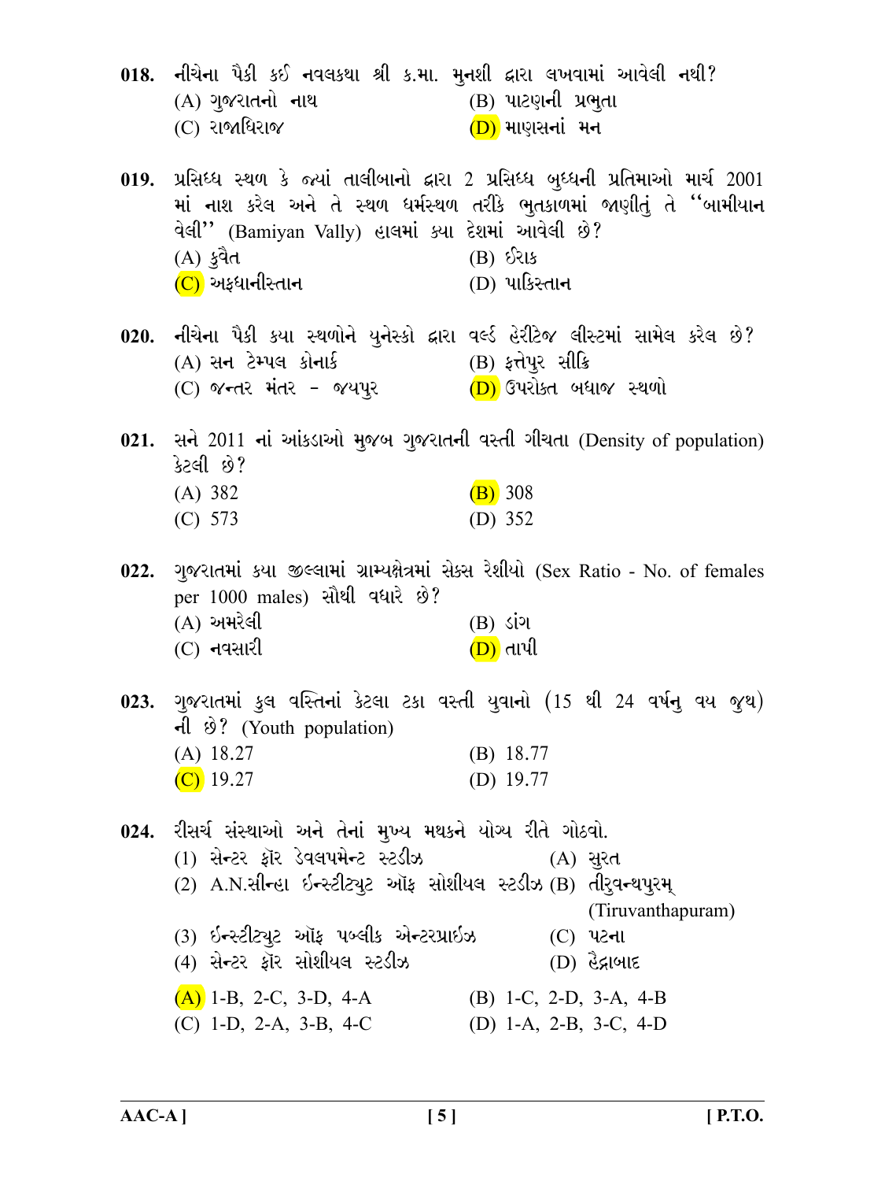**018.** નીચેના પૈકી કઈ નવલકથા શ્રી ક.મા. મુનશી દ્વારા લખવામાં આવેલી નથી?

(A) ગુજરાતનો નાથ

(B) પાટણની પ્રભુતા

(C) રાજાધિરાજ

(D) માણસનાં મન

**019.** પ્રસિધ્ધ સ્થળ કે જ્યાં તાલીબાનો દ્વારા 2 પ્રસિધ્ધ બુધ્ધની પ્રતિમાઓ માર્ચ 2001 માં નાશ કરેલ અને તે સ્થળ ધર્મસ્થળ તરીકે ભુતકાળમાં જાણીતું તે ‘‘બામીયાન વેલી’’ (Bamiyan Vally) હાલમાં ક્યા દેશમાં આવેલી છે?

(A) કુવૈત

(B) ઈરાક

(C) અફઘાનીસ્તાન

(D) પાકિસ્તાન

**020.** નીચેના પૈકી કયા સ્થળોને યુનેસ્કો દ્વારા વર્લ્ડ હેરીટેજ લીસ્ટમાં સામેલ કરેલ છે?

(A) સન ટેમ્પલ કોનાર્ક

(B) ફત્તેપુર સીક્રિ

(C) જન્તર મંતર - જયપુર

(D) ઉપરોક્ત બધાજ સ્થળો

**021.** સને 2011 નાં આંકડાઓ મુજબ ગુજરાતની વસ્તી ગીચતા (Density of population) કેટલી છે?

(A) 382

(B) 308

(C) 573

(D) 352

**022.** ગુજરાતમાં કયા જીલ્લામાં ગ્રામ્યક્ષેત્રમાં સેક્સ રેશીયો (Sex Ratio - No. of females per 1000 males) સૌથી વધારે છે?

(A) અમરેલી

(B) ડાંગ

(C) નવસારી

(D) તાપી

**023.** ગુજરાતમાં કુલ વસ્તિનાં કેટલા ટકા વસ્તી યુવાનો (15 થી 24 વર્ષનુ વય જુથ) ની છે? (Youth population)

(A) 18.27

(B) 18.77

(C) 19.27

(D) 19.77

**024.** રીસર્ચ સંસ્થાઓ અને તેનાં મુખ્ય મથકને યોગ્ય રીતે ગોઠવો.

(1) સેન્ટર ફૉર ડેવલપમેન્ટ સ્ટડીઝ — (A) સુરત

(2) A.N.સીન્હા ઈન્સ્ટીટ્યુટ ઑફ સોશીયલ સ્ટડીઝ — (B) તીરુવન્થપુરમ્ (Tiruvanthapuram)

(3) ઈન્સ્ટીટ્યુટ ઑફ પબ્લીક એન્ટરપ્રાઈઝ — (C) પટના

(4) સેન્ટર ફૉર સોશીયલ સ્ટડીઝ — (D) હૈદ્રાબાદ

(A) 1-B, 2-C, 3-D, 4-A

(B) 1-C, 2-D, 3-A, 4-B

(C) 1-D, 2-A, 3-B, 4-C

(D) 1-A, 2-B, 3-C, 4-D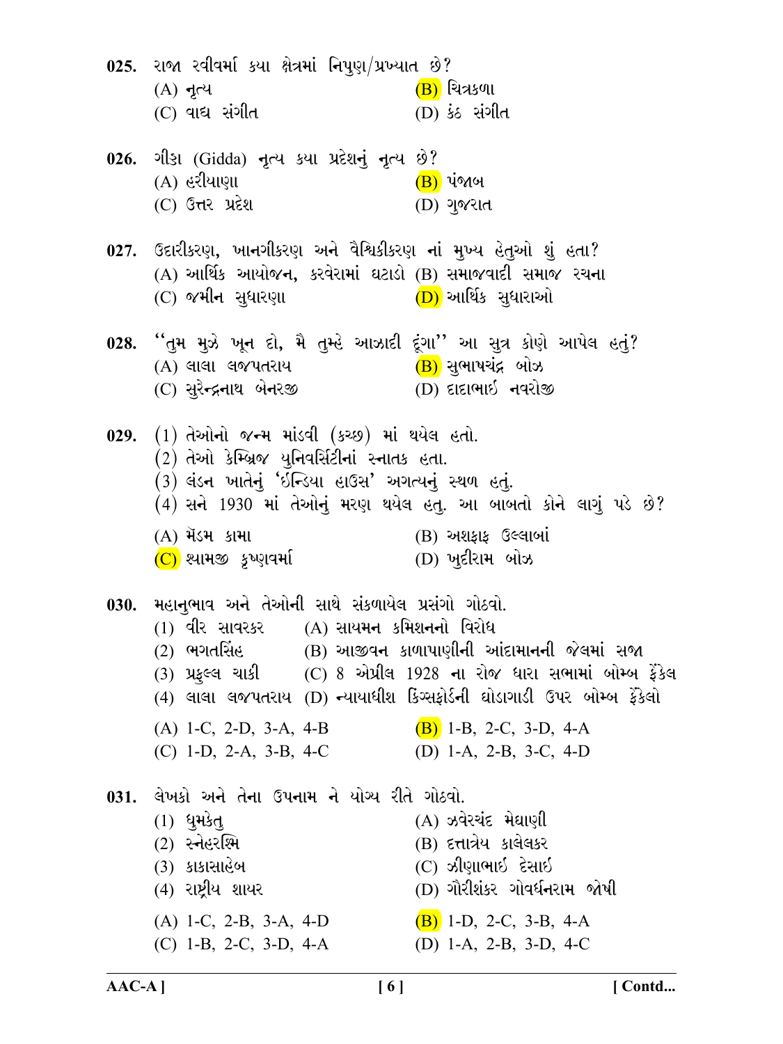**025.** રાજા રવીવર્મા કયા ક્ષેત્રમાં નિપુણ/પ્રખ્યાત છે?

(A) નૃત્ય
(B) ચિત્રકળા
(C) વાદ્ય સંગીત
(D) કંઠ સંગીત

**026.** ગીડ્ડા (Gidda) નૃત્ય કયા પ્રદેશનું નૃત્ય છે?

(A) હરીયાણા
(B) પંજાબ
(C) ઉત્તર પ્રદેશ
(D) ગુજરાત

**027.** ઉદારીકરણ, ખાનગીકરણ અને વૈશ્વિકીકરણ નાં મુખ્ય હેતુઓ શું હતા?

(A) આર્થિક આયોજન, કરવેરામાં ઘટાડો
(B) સમાજવાદી સમાજ રચના
(C) જમીન સુધારણા
(D) આર્થિક સુધારાઓ

**028.** "તુમ મુઝે ખૂન દો, મૈ તુમ્હે આઝાદી દૂંગા" આ સુત્ર કોણે આપેલ હતું?

(A) લાલા લજપતરાય
(B) સુભાષચંદ્ર બોઝ
(C) સુરેન્દ્રનાથ બેનરજી
(D) દાદાભાઈ નવરોજી

**029.** (1) તેઓનો જન્મ માંડવી (કચ્છ) માં થયેલ હતો.
(2) તેઓ કેમ્બ્રિજ યુનિવર્સિટીનાં સ્નાતક હતા.
(3) લંડન ખાતેનું 'ઈન્ડિયા હાઉસ' અગત્યનું સ્થળ હતું.
(4) સને 1930 માં તેઓનું મરણ થયેલ હતુ. આ બાબતો કોને લાગું પડે છે?

(A) મૅડમ કામા
(B) અશફાક ઉલ્લાખાં
(C) શ્યામજી કૃષ્ણવર્મા
(D) ખુદીરામ બોઝ

**030.** મહાનુભાવ અને તેઓની સાથે સંકળાયેલ પ્રસંગો ગોઠવો.

(1) વીર સાવરકર — (A) સાયમન કમિશનનો વિરોધ
(2) ભગતસિંહ — (B) આજીવન કાળાપાણીની આંદામાનની જેલમાં સજા
(3) પ્રફુલ્લ ચાકી — (C) 8 એપ્રીલ 1928 ના રોજ ધારા સભામાં બોમ્બ ફેંકેલ
(4) લાલા લજપતરાય — (D) ન્યાયાધીશ કિંગ્સફોર્ડની ઘોડાગાડી ઉપર બોમ્બ ફેંકેલો

(A) 1-C, 2-D, 3-A, 4-B
(B) 1-B, 2-C, 3-D, 4-A
(C) 1-D, 2-A, 3-B, 4-C
(D) 1-A, 2-B, 3-C, 4-D

**031.** લેખકો અને તેના ઉપનામ ને યોગ્ય રીતે ગોઠવો.

(1) ધુમકેતુ — (A) ઝવેરચંદ મેઘાણી
(2) સ્નેહરશ્મિ — (B) દત્તાત્રેય કાલેલકર
(3) કાકાસાહેબ — (C) ઝીણાભાઈ દેસાઈ
(4) રાષ્ટ્રીય શાયર — (D) ગૌરીશંકર ગોવર્ધનરામ જોષી

(A) 1-C, 2-B, 3-A, 4-D
(B) 1-D, 2-C, 3-B, 4-A
(C) 1-B, 2-C, 3-D, 4-A
(D) 1-A, 2-B, 3-D, 4-C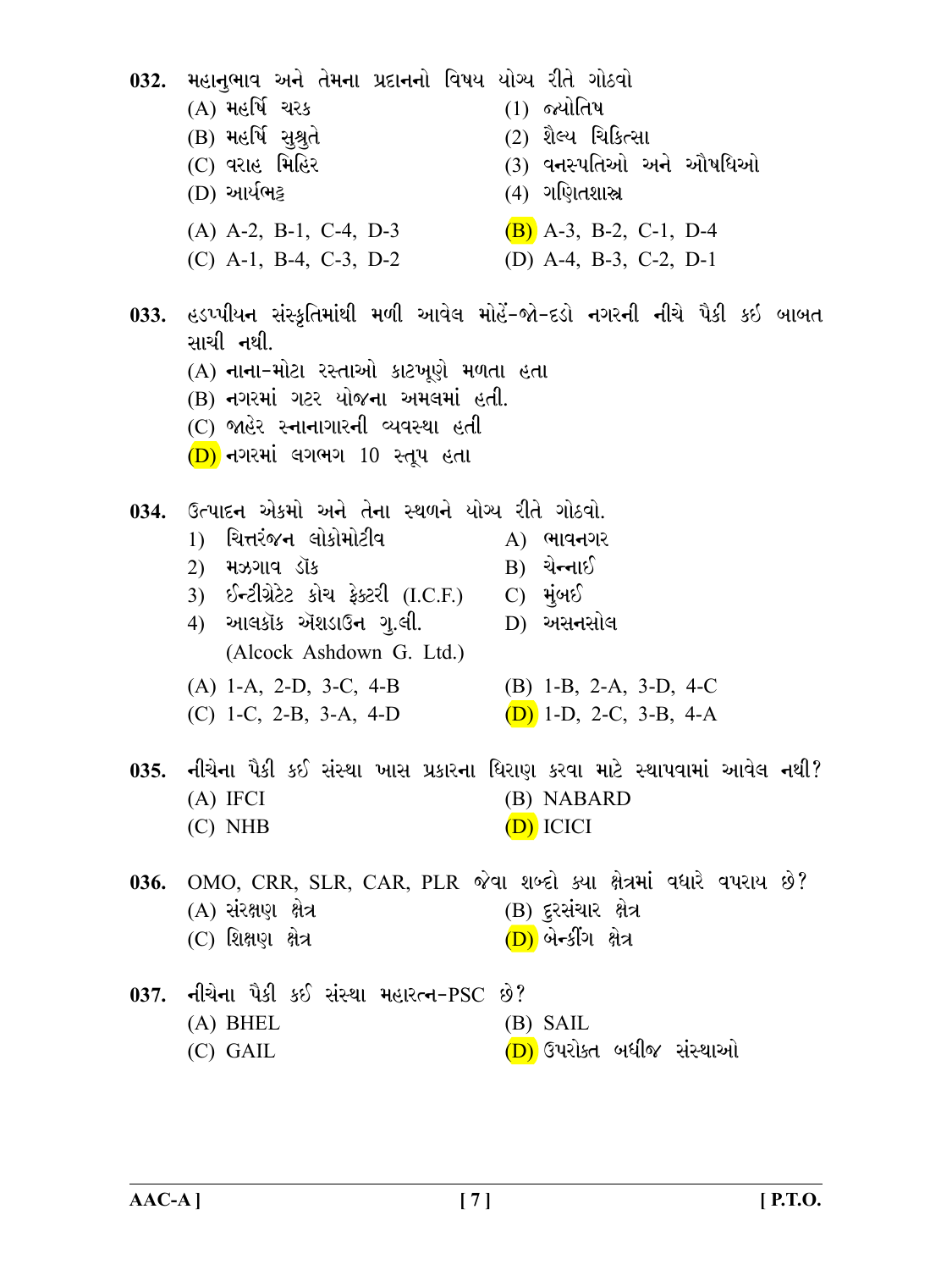**032.** મહાનુભાવ અને તેમના પ્રદાનનો વિષય યોગ્ય રીતે ગોઠવો

(A) મહર્ષિ ચરક — (1) જ્યોતિષ

(B) મહર્ષિ સુશ્રુતે — (2) શૈલ્ય ચિકિત્સા

(C) વરાહ મિહિર — (3) વનસ્પતિઓ અને ઔષધિઓ

(D) આર્યભટ્ટ — (4) ગણિતશાસ્ત્ર

(A) A-2, B-1, C-4, D-3
(B) A-3, B-2, C-1, D-4
(C) A-1, B-4, C-3, D-2
(D) A-4, B-3, C-2, D-1

**033.** હડપ્પીયન સંસ્કૃતિમાંથી મળી આવેલ મોહેં-જો-દડો નગરની નીચે પૈકી કઈ બાબત સાચી નથી.

(A) નાના-મોટા રસ્તાઓ કાટખૂણે મળતા હતા
(B) નગરમાં ગટર યોજના અમલમાં હતી.
(C) જાહેર સ્નાનાગારની વ્યવસ્થા હતી
(D) નગરમાં લગભગ 10 સ્તૂપ હતા

**034.** ઉત્પાદન એકમો અને તેના સ્થળને યોગ્ય રીતે ગોઠવો.

1) ચિત્તરંજન લોકોમોટીવ — A) ભાવનગર

2) મઝગાવ ડૉક — B) ચેન્નાઈ

3) ઈન્ટીગ્રેટેટ કોચ ફેક્ટરી (I.C.F.) — C) મુંબઈ

4) આલકૉક ઍશડાઉન ગુ.લી. (Alcock Ashdown G. Ltd.) — D) અસનસોલ

(A) 1-A, 2-D, 3-C, 4-B
(B) 1-B, 2-A, 3-D, 4-C
(C) 1-C, 2-B, 3-A, 4-D
(D) 1-D, 2-C, 3-B, 4-A

**035.** નીચેના પૈકી કઈ સંસ્થા ખાસ પ્રકારના ધિરાણ કરવા માટે સ્થાપવામાં આવેલ નથી?

(A) IFCI
(B) NABARD
(C) NHB
(D) ICICI

**036.** OMO, CRR, SLR, CAR, PLR જેવા શબ્દો ક્યા ક્ષેત્રમાં વધારે વપરાય છે?

(A) સંરક્ષણ ક્ષેત્ર
(B) દુરસંચાર ક્ષેત્ર
(C) શિક્ષણ ક્ષેત્ર
(D) બેન્કીંગ ક્ષેત્ર

**037.** નીચેના પૈકી કઈ સંસ્થા મહારત્ન-PSC છે?

(A) BHEL
(B) SAIL
(C) GAIL
(D) ઉપરોક્ત બધીજ સંસ્થાઓ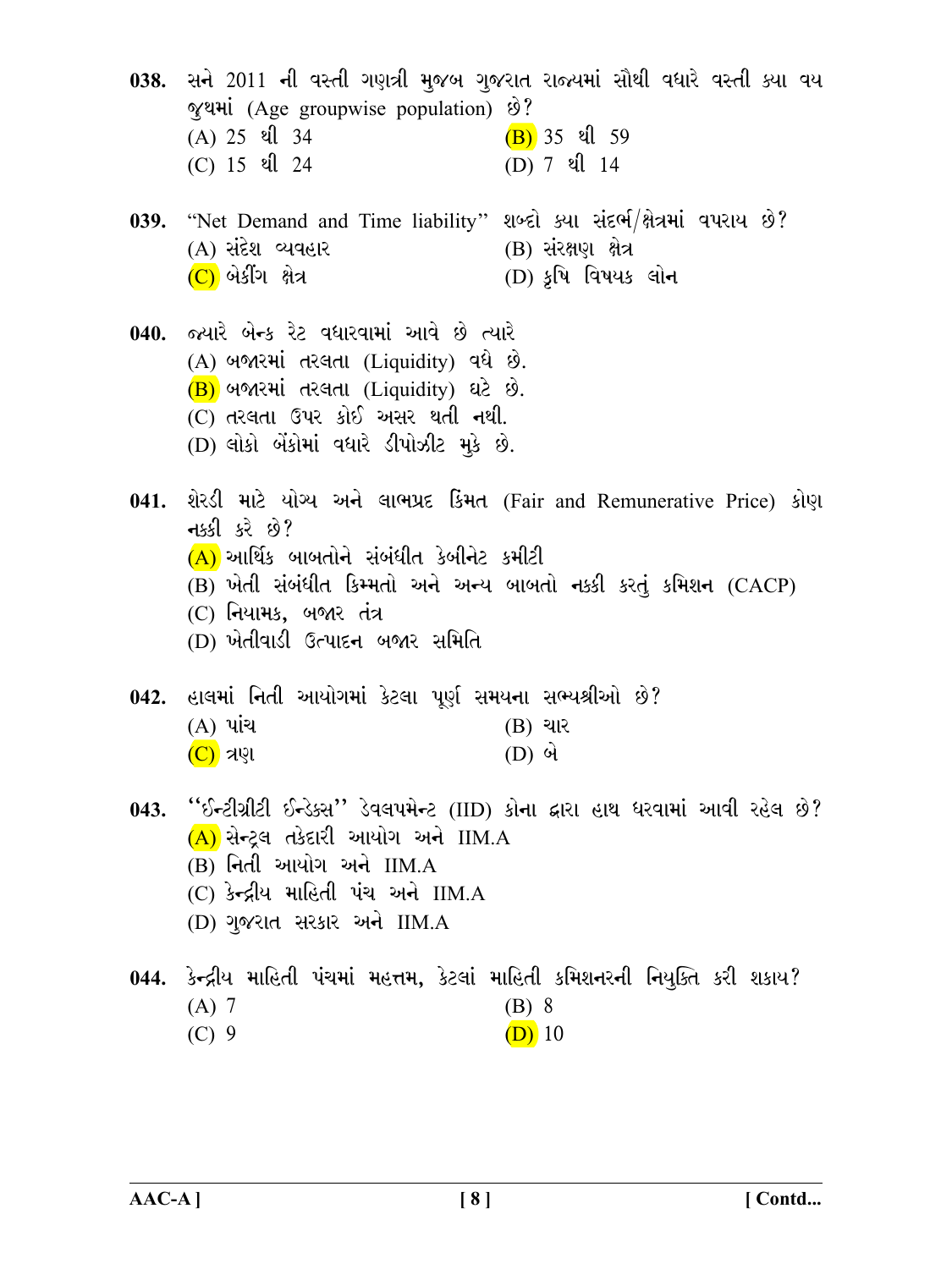**038.** સને 2011 ની વસ્તી ગણત્રી મુજબ ગુજરાત રાજ્યમાં સૌથી વધારે વસ્તી ક્યા વય જુથમાં (Age groupwise population) છે?

(A) 25 થી 34

(B) 35 થી 59

(C) 15 થી 24

(D) 7 થી 14

**039.** "Net Demand and Time liability" શબ્દો ક્યા સંદર્ભ/ક્ષેત્રમાં વપરાય છે?

(A) સંદેશ વ્યવહાર

(B) સંરક્ષણ ક્ષેત્ર

(C) બેકીંગ ક્ષેત્ર

(D) કૃષિ વિષયક લોન

**040.** જ્યારે બેન્ક રેટ વધારવામાં આવે છે ત્યારે

(A) બજારમાં તરલતા (Liquidity) વધે છે.

(B) બજારમાં તરલતા (Liquidity) ઘટે છે.

(C) તરલતા ઉપર કોઈ અસર થતી નથી.

(D) લોકો બેંકોમાં વધારે ડીપોઝીટ મુકે છે.

**041.** શેરડી માટે યોગ્ય અને લાભપ્રદ કિંમત (Fair and Remunerative Price) કોણ નક્કી કરે છે?

(A) આર્થિક બાબતોને સંબંધીત કેબીનેટ કમીટી

(B) ખેતી સંબંધીત કિમ્મતો અને અન્ય બાબતો નક્કી કરતું કમિશન (CACP)

(C) નિયામક, બજાર તંત્ર

(D) ખેતીવાડી ઉત્પાદન બજાર સમિતિ

**042.** હાલમાં નિતી આયોગમાં કેટલા પૂર્ણ સમયના સભ્યશ્રીઓ છે?

(A) પાંચ

(B) ચાર

(C) ત્રણ

(D) બે

**043.** "ઈન્ટીગ્રીટી ઈન્ડેક્સ" ડેવલપમેન્ટ (IID) કોના દ્વારા હાથ ધરવામાં આવી રહેલ છે?

(A) સેન્ટ્રલ તકેદારી આયોગ અને IIM.A

(B) નિતી આયોગ અને IIM.A

(C) કેન્દ્રીય માહિતી પંચ અને IIM.A

(D) ગુજરાત સરકાર અને IIM.A

**044.** કેન્દ્રીય માહિતી પંચમાં મહત્તમ, કેટલાં માહિતી કમિશનરની નિયુક્તિ કરી શકાય?

(A) 7

(B) 8

(C) 9

(D) 10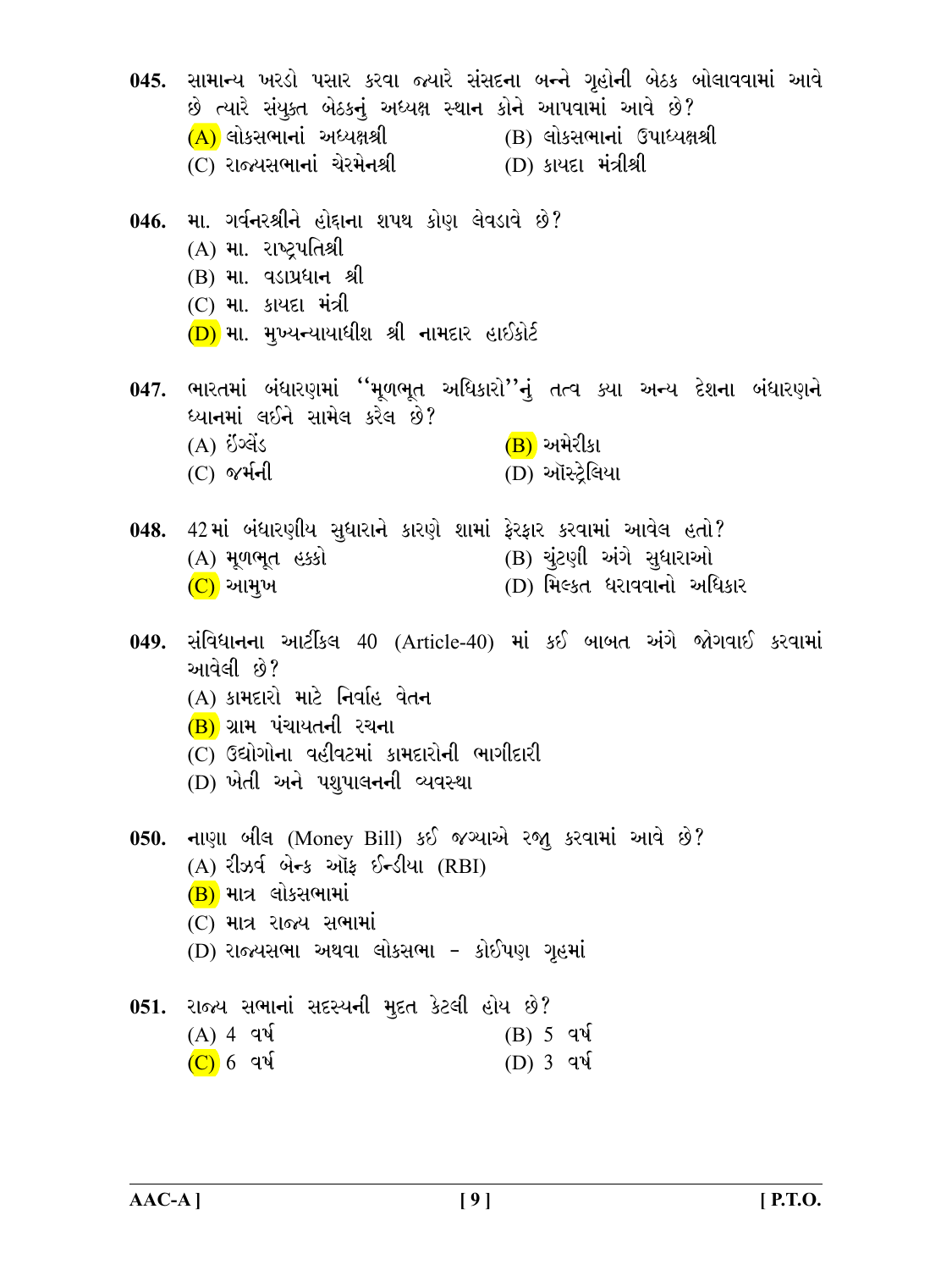**045.** સામાન્ય ખરડો પસાર કરવા જ્યારે સંસદના બન્ને ગૃહોની બેઠક બોલાવવામાં આવે છે ત્યારે સંયુક્ત બેઠકનું અધ્યક્ષ સ્થાન કોને આપવામાં આવે છે?

(A) લોકસભાનાં અધ્યક્ષશ્રી
(B) લોકસભાનાં ઉપાધ્યક્ષશ્રી
(C) રાજ્યસભાનાં ચેરમેનશ્રી
(D) કાયદા મંત્રીશ્રી

**046.** મા. ગર્વનરશ્રીને હોદ્દાના શપથ કોણ લેવડાવે છે?

(A) મા. રાષ્ટ્રપતિશ્રી
(B) મા. વડાપ્રધાન શ્રી
(C) મા. કાયદા મંત્રી
(D) મા. મુખ્યન્યાયાધીશ શ્રી નામદાર હાઈકોર્ટ

**047.** ભારતમાં બંધારણમાં "મૂળભૂત અધિકારો"નું તત્વ ક્યા અન્ય દેશના બંધારણને ધ્યાનમાં લઈને સામેલ કરેલ છે?

(A) ઈંગ્લેંડ
(B) અમેરીકા
(C) જર્મની
(D) ઑસ્ટ્રેલિયા

**048.** 42માં બંધારણીય સુધારાને કારણે શામાં ફેરફાર કરવામાં આવેલ હતો?

(A) મૂળભૂત હક્કો
(B) ચુંટણી અંગે સુધારાઓ
(C) આમુખ
(D) મિલ્કત ધરાવવાનો અધિકાર

**049.** સંવિધાનના આર્ટીકલ 40 (Article-40) માં કઈ બાબત અંગે જોગવાઈ કરવામાં આવેલી છે?

(A) કામદારો માટે નિર્વાહ વેતન
(B) ગ્રામ પંચાયતની રચના
(C) ઉદ્યોગોના વહીવટમાં કામદારોની ભાગીદારી
(D) ખેતી અને પશુપાલનની વ્યવસ્થા

**050.** નાણા બીલ (Money Bill) કઈ જગ્યાએ રજુ કરવામાં આવે છે?

(A) રીઝર્વ બેન્ક ઑફ ઈન્ડીયા (RBI)
(B) માત્ર લોકસભામાં
(C) માત્ર રાજ્ય સભામાં
(D) રાજ્યસભા અથવા લોકસભા - કોઈપણ ગૃહમાં

**051.** રાજ્ય સભાનાં સદસ્યની મુદત કેટલી હોય છે?

(A) 4 વર્ષ
(B) 5 વર્ષ
(C) 6 વર્ષ
(D) 3 વર્ષ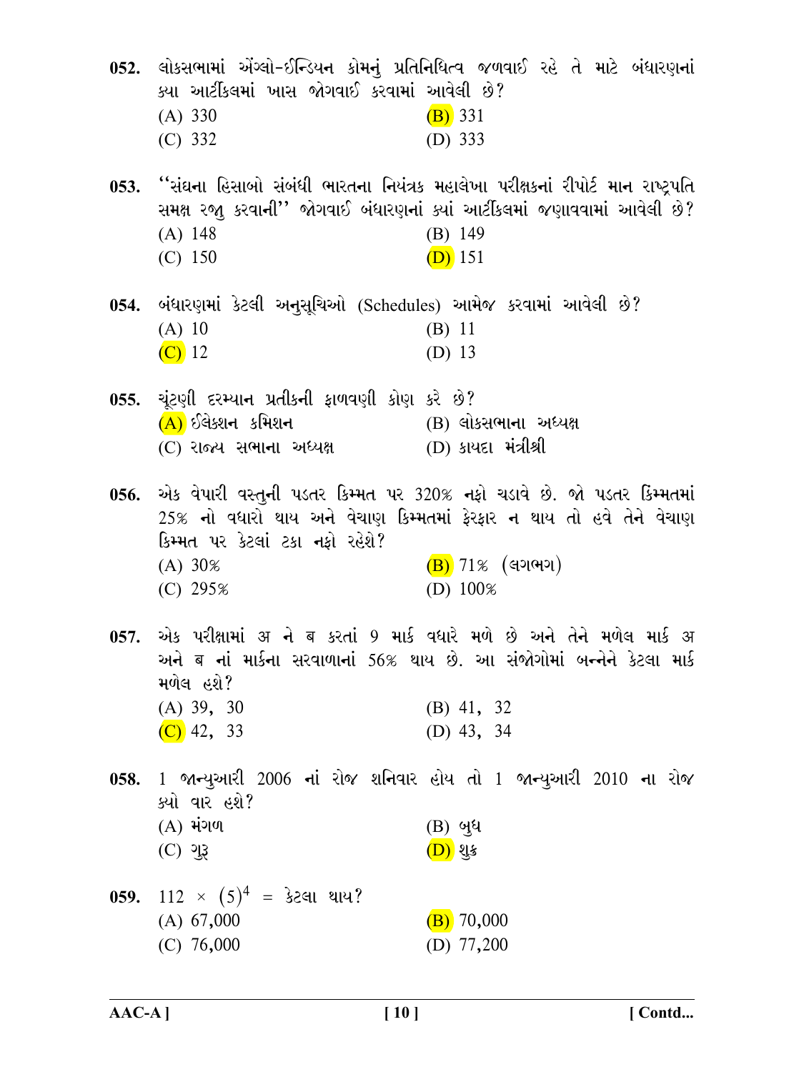**052.** લોકસભામાં એંગ્લો-ઈન્ડિયન કોમનું પ્રતિનિધિત્વ જળવાઈ રહે તે માટે બંધારણનાં ક્યા આર્ટીકલમાં ખાસ જોગવાઈ કરવામાં આવેલી છે?

(A) 330 (B) 331
(C) 332 (D) 333

**053.** ''સંઘના હિસાબો સંબંધી ભારતના નિયંત્રક મહાલેખા પરીક્ષકનાં રીપોર્ટ માન રાષ્ટ્રપતિ સમક્ષ રજુ કરવાની'' જોગવાઈ બંધારણનાં ક્યાં આર્ટીકલમાં જણાવવામાં આવેલી છે?

(A) 148 (B) 149
(C) 150 (D) 151

**054.** બંધારણમાં કેટલી અનુસૂચિઓ (Schedules) આમેજ કરવામાં આવેલી છે?

(A) 10 (B) 11
(C) 12 (D) 13

**055.** ચૂંટણી દરમ્યાન પ્રતીકની ફાળવણી કોણ કરે છે?

(A) ઈલેક્શન કમિશન (B) લોકસભાના અધ્યક્ષ
(C) રાજ્ય સભાના અધ્યક્ષ (D) કાયદા મંત્રીશ્રી

**056.** એક વેપારી વસ્તુની પડતર કિમ્મત પર 320% નફો ચડાવે છે. જો પડતર કિંમ્મતમાં 25% નો વધારો થાય અને વેચાણ કિમ્મતમાં ફેરફાર ન થાય તો હવે તેને વેચાણ કિમ્મત પર કેટલાં ટકા નફો રહેશે?

(A) 30% (B) 71% (લગભગ)
(C) 295% (D) 100%

**057.** એક પરીક્ષામાં અ ને બ કરતાં 9 માર્ક વધારે મળે છે અને તેને મળેલ માર્ક અ અને બ નાં માર્કના સરવાળાનાં 56% થાય છે. આ સંજોગોમાં બન્નેને કેટલા માર્ક મળેલ હશે?

(A) 39, 30 (B) 41, 32
(C) 42, 33 (D) 43, 34

**058.** 1 જાન્યુઆરી 2006 નાં રોજ શનિવાર હોય તો 1 જાન્યુઆરી 2010 ના રોજ ક્યો વાર હશે?

(A) મંગળ (B) બુધ
(C) ગુરૂ (D) શુક્ર

**059.** $112 \times (5)^4$ = કેટલા થાય?

(A) 67,000 (B) 70,000
(C) 76,000 (D) 77,200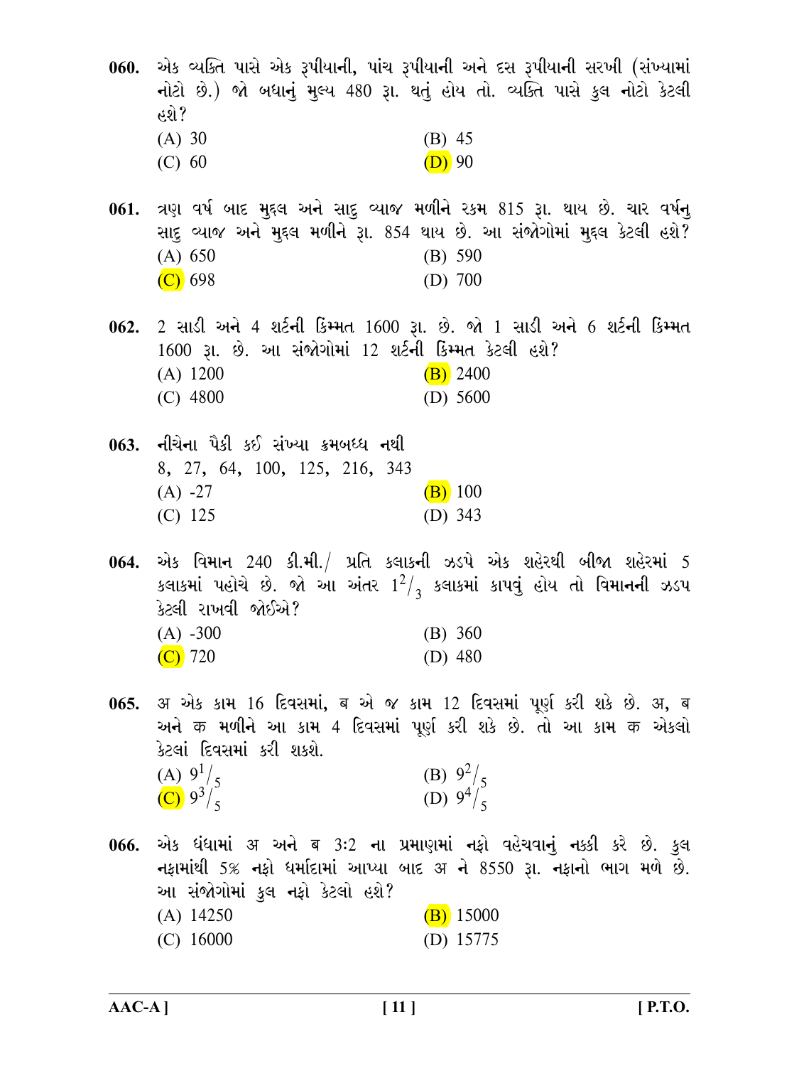**060.** એક વ્યક્તિ પાસે એક રૂપીયાની, પાંચ રૂપીયાની અને દસ રૂપીયાની સરખી (સંખ્યામાં નોટો છે.) જો બધાનું મુલ્ય 480 રૂા. થતું હોય તો. વ્યક્તિ પાસે કુલ નોટો કેટલી હશે?

(A) 30 (B) 45
(C) 60 (D) 90

**061.** ત્રણ વર્ષ બાદ મુદ્દલ અને સાદુ વ્યાજ મળીને રકમ 815 રૂા. થાય છે. ચાર વર્ષનુ સાદુ વ્યાજ અને મુદ્દલ મળીને રૂા. 854 થાય છે. આ સંજોગોમાં મુદ્દલ કેટલી હશે?

(A) 650 (B) 590
(C) 698 (D) 700

**062.** 2 સાડી અને 4 શર્ટની કિંમ્મત 1600 રૂા. છે. જો 1 સાડી અને 6 શર્ટની કિંમ્મત 1600 રૂા. છે. આ સંજોગોમાં 12 શર્ટની કિંમ્મત કેટલી હશે?

(A) 1200 (B) 2400
(C) 4800 (D) 5600

**063.** નીચેના પૈકી કઈ સંખ્યા ક્રમબધ્ધ નથી

8, 27, 64, 100, 125, 216, 343

(A) -27 (B) 100
(C) 125 (D) 343

**064.** એક વિમાન 240 કી.મી./ પ્રતિ કલાકની ઝડપે એક શહેરથી બીજા શહેરમાં 5 કલાકમાં પહોચે છે. જો આ અંતર $1^2/_3$ કલાકમાં કાપવું હોય તો વિમાનની ઝડપ કેટલી રાખવી જોઈએ?

(A) -300 (B) 360
(C) 720 (D) 480

**065.** अ એક કામ 16 દિવસમાં, ब એ જ કામ 12 દિવસમાં પૂર્ણ કરી શકે છે. अ, ब અને क મળીને આ કામ 4 દિવસમાં પૂર્ણ કરી શકે છે. તો આ કામ क એકલો કેટલાં દિવસમાં કરી શકશે.

(A) $9^1/_5$ (B) $9^2/_5$
(C) $9^3/_5$ (D) $9^4/_5$

**066.** એક ધંધામાં अ અને ब 3:2 ના પ્રમાણમાં નફો વહેચવાનું નક્કી કરે છે. કુલ નફામાંથી 5% નફો ધર્માદામાં આપ્યા બાદ अ ને 8550 રૂા. નફાનો ભાગ મળે છે. આ સંજોગોમાં કુલ નફો કેટલો હશે?

(A) 14250 (B) 15000
(C) 16000 (D) 15775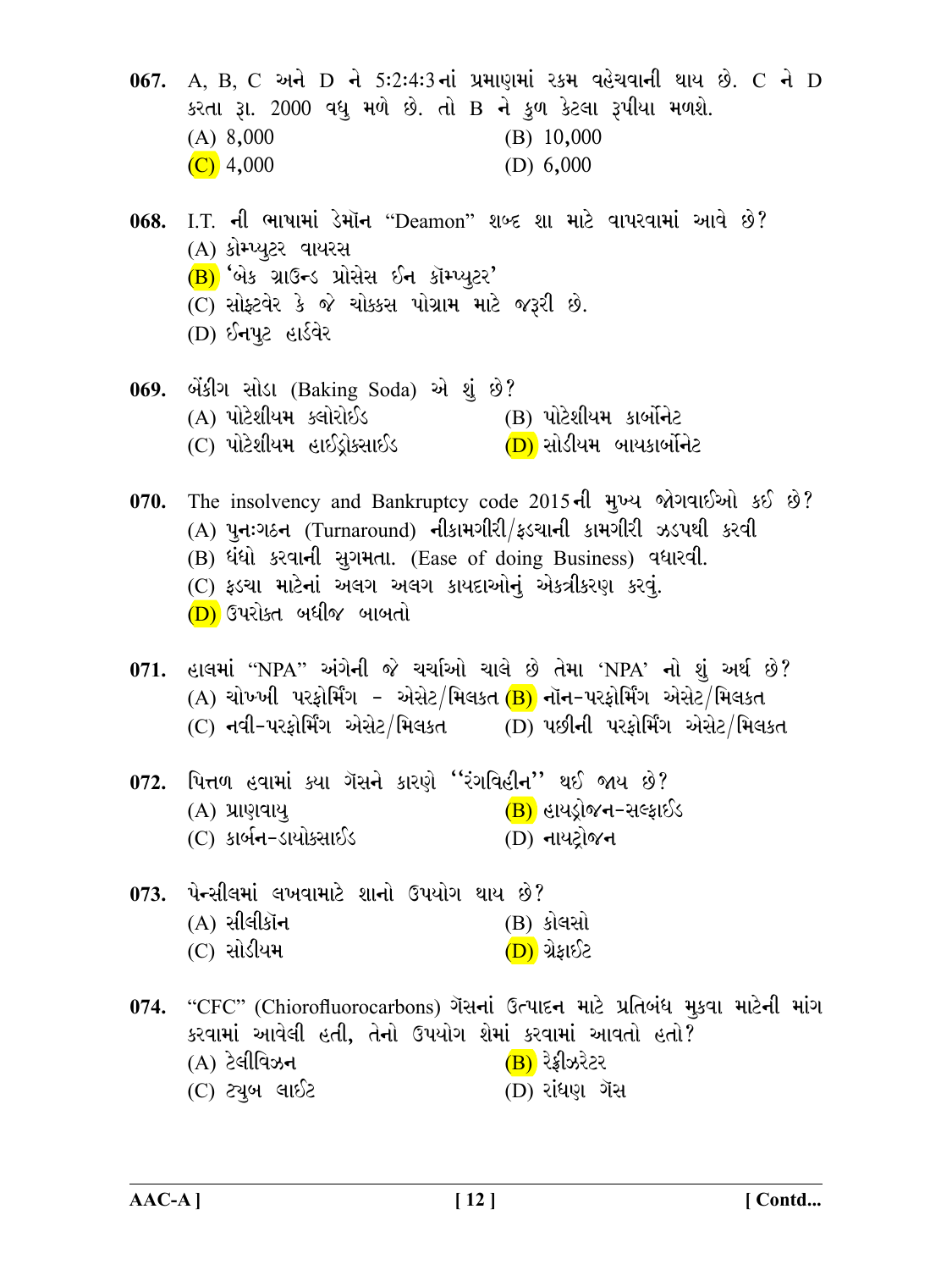**067.** A, B, C અને D ને 5:2:4:3 નાં પ્રમાણમાં રકમ વહેચવાની થાય છે. C ને D કરતા રૂા. 2000 વધુ મળે છે. તો B ને કુળ કેટલા રૂપીયા મળશે.

(A) 8,000 (B) 10,000
(C) 4,000 (D) 6,000

**068.** I.T. ની ભાષામાં ડેમૉન "Deamon" શબ્દ શા માટે વાપરવામાં આવે છે?

(A) કોમ્પ્યુટર વાયરસ
(B) 'બેક ગ્રાઉન્ડ પ્રોસેસ ઈન કૉમ્પ્યુટર'
(C) સોફ્ટવેર કે જે ચોક્કસ પોગ્રામ માટે જરૂરી છે.
(D) ઈનપુટ હાર્ડવેર

**069.** બેંકીગ સોડા (Baking Soda) એ શું છે?

(A) પોટેશીયમ ક્લોરોઈડ (B) પોટેશીયમ કાર્બોનેટ
(C) પોટેશીયમ હાઈડ્રોક્સાઈડ (D) સોડીયમ બાયકાર્બોનેટ

**070.** The insolvency and Bankruptcy code 2015 ની મુખ્ય જોગવાઈઓ કઈ છે?

(A) પુનઃગઠન (Turnaround) નીકામગીરી/ફડચાની કામગીરી ઝડપથી કરવી
(B) ધંધો કરવાની સુગમતા. (Ease of doing Business) વધારવી.
(C) ફડચા માટેનાં અલગ અલગ કાયદાઓનું એકત્રીકરણ કરવું.
(D) ઉપરોક્ત બધીજ બાબતો

**071.** હાલમાં "NPA" અંગેની જે ચર્ચાઓ ચાલે છે તેમા 'NPA' નો શું અર્થ છે?

(A) ચોખ્ખી પરફોર્મિંગ - એસેટ/મિલકત (B) નૉન-પરફોર્મિંગ એસેટ/મિલકત
(C) નવી-પરફોર્મિંગ એસેટ/મિલકત (D) પછીની પરફોર્મિંગ એસેટ/મિલકત

**072.** પિત્તળ હવામાં ક્યા ગૅસને કારણે "રંગવિહીન" થઈ જાય છે?

(A) પ્રાણવાયુ (B) હાયડ્રોજન-સલ્ફાઈડ
(C) કાર્બન-ડાયોક્સાઈડ (D) નાયટ્રોજન

**073.** પેન્સીલમાં લખવામાટે શાનો ઉપયોગ થાય છે?

(A) સીલીકૉન (B) કોલસો
(C) સોડીયમ (D) ગ્રેફાઈટ

**074.** "CFC" (Chiorofluorocarbons) ગૅસનાં ઉત્પાદન માટે પ્રતિબંધ મુકવા માટેની માંગ કરવામાં આવેલી હતી, તેનો ઉપયોગ શેમાં કરવામાં આવતો હતો?

(A) ટેલીવિઝન (B) રેફ્રીઝરેટર
(C) ટ્યુબ લાઈટ (D) રાંધણ ગૅસ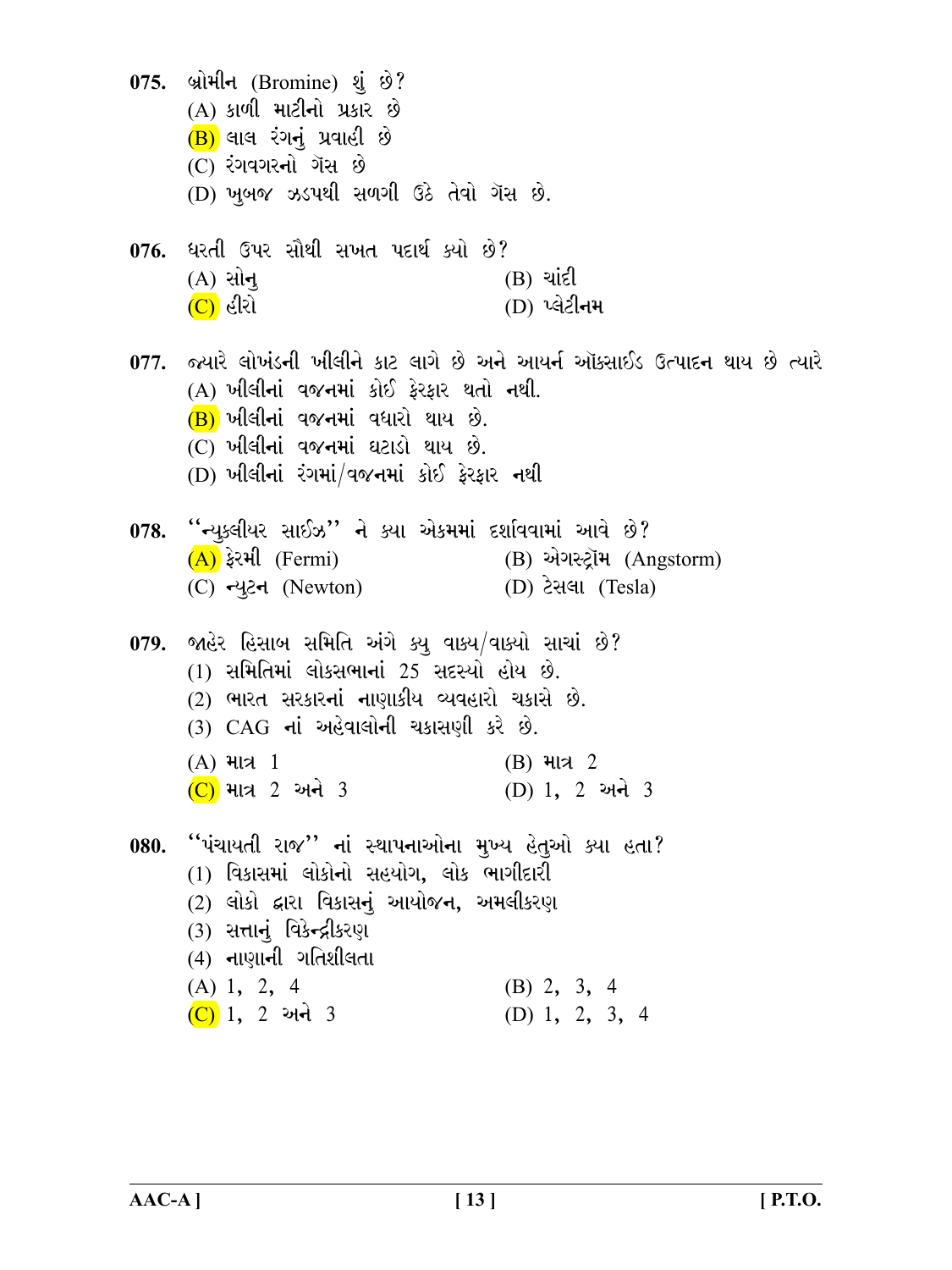075. બ્રોમીન (Bromine) શું છે?
(A) કાળી માટીનો પ્રકાર છે
(B) લાલ રંગનું પ્રવાહી છે
(C) રંગવગરનો ગૅસ છે
(D) ખુબજ ઝડપથી સળગી ઉઠે તેવો ગૅસ છે.

076. ધરતી ઉપર સૌથી સખત પદાર્થ ક્યો છે?
(A) સોનુ
(B) ચાંદી
(C) હીરો
(D) પ્લેટીનમ

077. જ્યારે લોખંડની ખીલીને કાટ લાગે છે અને આયર્ન ઑક્સાઈડ ઉત્પાદન થાય છે ત્યારે
(A) ખીલીનાં વજનમાં કોઈ ફેરફાર થતો નથી.
(B) ખીલીનાં વજનમાં વધારો થાય છે.
(C) ખીલીનાં વજનમાં ઘટાડો થાય છે.
(D) ખીલીનાં રંગમાં/વજનમાં કોઈ ફેરફાર નથી

078. ''ન્યુક્લીયર સાઈઝ'' ને ક્યા એકમમાં દર્શાવવામાં આવે છે?
(A) ફેરમી (Fermi)
(B) એંગસ્ટ્રૉમ (Angstorm)
(C) ન્યુટન (Newton)
(D) ટેસલા (Tesla)

079. જાહેર હિસાબ સમિતિ અંગે ક્યુ વાક્ય/વાક્યો સાચાં છે?
(1) સમિતિમાં લોકસભાનાં 25 સદસ્યો હોય છે.
(2) ભારત સરકારનાં નાણાકીય વ્યવહારો ચકાસે છે.
(3) CAG નાં અહેવાલોની ચકાસણી કરે છે.
(A) માત્ર 1
(B) માત્ર 2
(C) માત્ર 2 અને 3
(D) 1, 2 અને 3

080. ''પંચાયતી રાજ'' નાં સ્થાપનાઓના મુખ્ય હેતુઓ ક્યા હતા?
(1) વિકાસમાં લોકોનો સહયોગ, લોક ભાગીદારી
(2) લોકો દ્વારા વિકાસનું આયોજન, અમલીકરણ
(3) સત્તાનું વિકેન્દ્રીકરણ
(4) નાણાની ગતિશીલતા
(A) 1, 2, 4
(B) 2, 3, 4
(C) 1, 2 અને 3
(D) 1, 2, 3, 4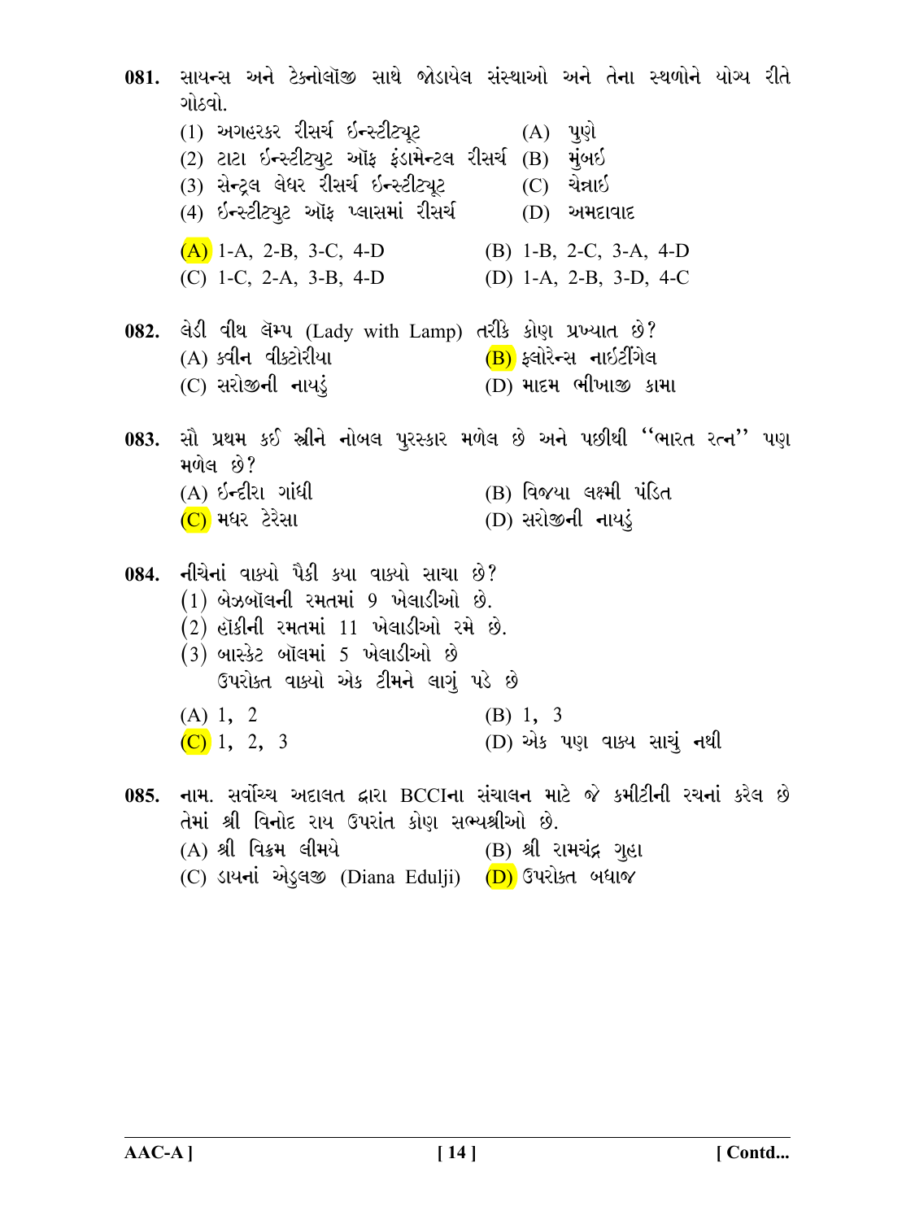**081.** સાયન્સ અને ટેક્નોલૉજી સાથે જોડાયેલ સંસ્થાઓ અને તેના સ્થળોને યોગ્ય રીતે ગોઠવો.

(1) અગહરકર રીસર્ચ ઈન્સ્ટીટ્યૂટ — (A) પુણે
(2) ટાટા ઈન્સ્ટીટ્યુટ ઑફ ફંડામેન્ટલ રીસર્ચ — (B) મુંબઈ
(3) સેન્ટ્રલ લેધર રીસર્ચ ઈન્સ્ટીટ્યૂટ — (C) ચેન્નાઈ
(4) ઈન્સ્ટીટ્યુટ ઑફ પ્લાસમાં રીસર્ચ — (D) અમદાવાદ

(A) 1-A, 2-B, 3-C, 4-D
(B) 1-B, 2-C, 3-A, 4-D
(C) 1-C, 2-A, 3-B, 4-D
(D) 1-A, 2-B, 3-D, 4-C

**082.** લેડી વીથ લૅમ્પ (Lady with Lamp) તરીકે કોણ પ્રખ્યાત છે?

(A) ક્વીન વીક્ટોરીયા
(B) ફ્લોરેન્સ નાઈટીંગેલ
(C) સરોજીની નાયડું
(D) માદમ ભીખાજી કામા

**083.** સૌ પ્રથમ કઈ સ્ત્રીને નોબલ પુરસ્કાર મળેલ છે અને પછીથી ''ભારત રત્ન'' પણ મળેલ છે?

(A) ઈન્દીરા ગાંધી
(B) વિજ્યા લક્ષ્મી પંડિત
(C) મધર ટેરેસા
(D) સરોજીની નાયડું

**084.** નીચેનાં વાક્યો પૈકી કયા વાક્યો સાચા છે?

(1) બેઝબૉલની રમતમાં 9 ખેલાડીઓ છે.
(2) હૉકીની રમતમાં 11 ખેલાડીઓ રમે છે.
(3) બાસ્કેટ બૉલમાં 5 ખેલાડીઓ છે
ઉપરોક્ત વાક્યો એક ટીમને લાગું પડે છે

(A) 1, 2
(B) 1, 3
(C) 1, 2, 3
(D) એક પણ વાક્ય સાચું નથી

**085.** નામ. સર્વોચ્ચ અદાલત દ્વારા BCCIના સંચાલન માટે જે કમીટીની રચનાં કરેલ છે તેમાં શ્રી વિનોદ રાય ઉપરાંત કોણ સભ્યશ્રીઓ છે.

(A) શ્રી વિક્રમ લીમયે
(B) શ્રી રામચંદ્ર ગુહા
(C) ડાયનાં એડુલજી (Diana Edulji)
(D) ઉપરોક્ત બધાજ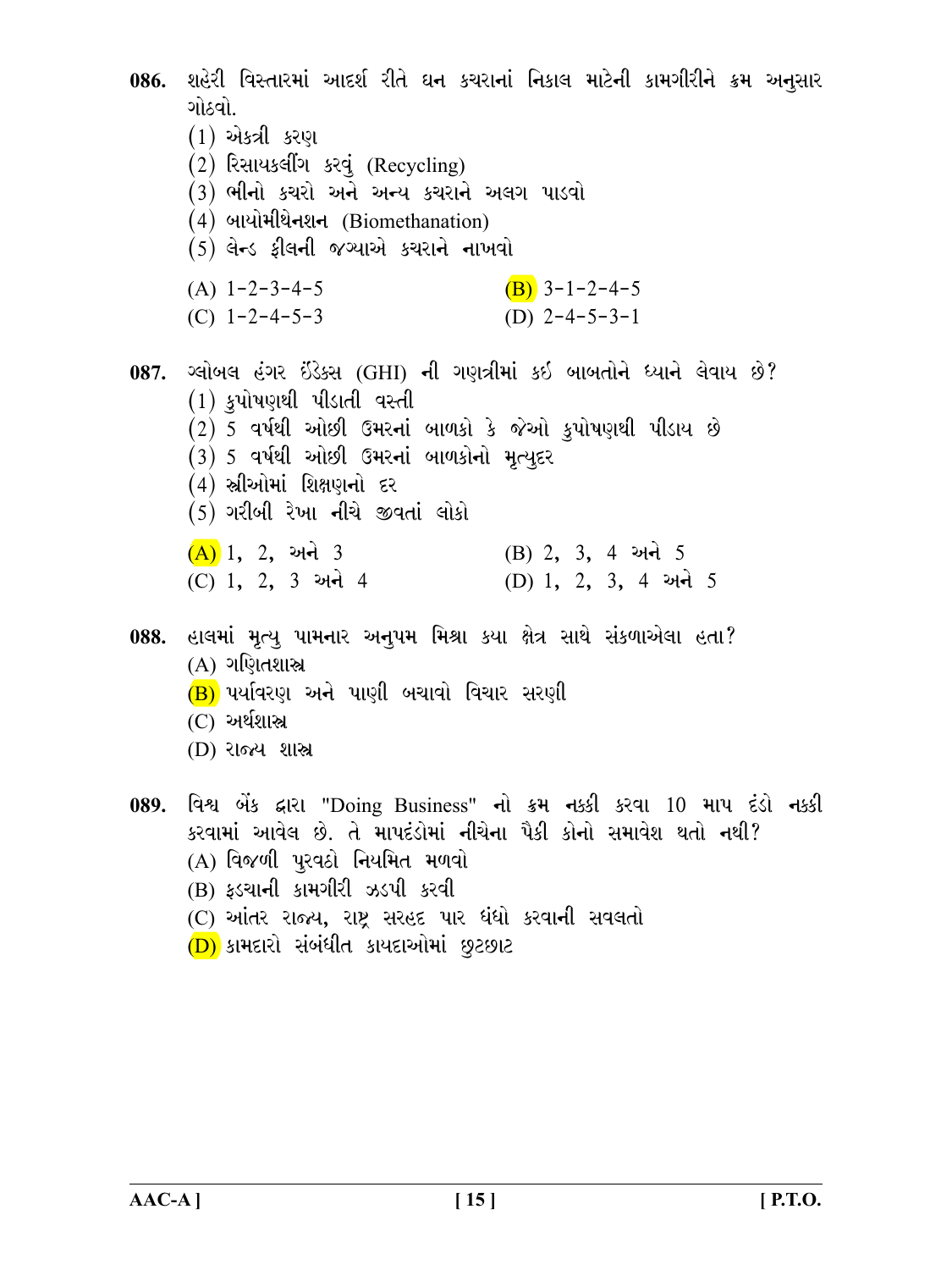**086.** શહેરી વિસ્તારમાં આદર્શ રીતે ઘન કચરાનાં નિકાલ માટેની કામગીરીને ક્રમ અનુસાર ગોઠવો.

(1) એકત્રી કરણ

(2) રિસાયકલીંગ કરવું (Recycling)

(3) ભીનો કચરો અને અન્ય કચરાને અલગ પાડવો

(4) બાયોમીથેનશન (Biomethanation)

(5) લેન્ડ ફીલની જગ્યાએ કચરાને નાખવો

(A) 1-2-3-4-5 (B) 3-1-2-4-5

(C) 1-2-4-5-3 (D) 2-4-5-3-1

**087.** ગ્લોબલ હંગર ઈંડેક્સ (GHI) ની ગણત્રીમાં કઈ બાબતોને ધ્યાને લેવાય છે?

(1) કુપોષણથી પીડાતી વસ્તી

(2) 5 વર્ષથી ઓછી ઉમરનાં બાળકો કે જેઓ કુપોષણથી પીડાય છે

(3) 5 વર્ષથી ઓછી ઉમરનાં બાળકોનો મૃત્યુદર

(4) સ્ત્રીઓમાં શિક્ષણનો દર

(5) ગરીબી રેખા નીચે જીવતાં લોકો

(A) 1, 2, અને 3 (B) 2, 3, 4 અને 5

(C) 1, 2, 3 અને 4 (D) 1, 2, 3, 4 અને 5

**088.** હાલમાં મૃત્યુ પામનાર અનુપમ મિશ્રા કયા ક્ષેત્ર સાથે સંકળાએલા હતા?

(A) ગણિતશાસ્ત્ર

(B) પર્યાવરણ અને પાણી બચાવો વિચાર સરણી

(C) અર્થશાસ્ત્ર

(D) રાજ્ય શાસ્ત્ર

**089.** વિશ્વ બેંક દ્વારા "Doing Business" નો ક્રમ નક્કી કરવા 10 માપ દંડો નક્કી કરવામાં આવેલ છે. તે માપદંડોમાં નીચેના પૈકી કોનો સમાવેશ થતો નથી?

(A) વિજળી પુરવઠો નિયમિત મળવો

(B) ફડચાની કામગીરી ઝડપી કરવી

(C) આંતર રાજ્ય, રાષ્ટ્ર સરહદ પાર ધંધો કરવાની સવલતો

(D) કામદારો સંબંધીત કાયદાઓમાં છુટછાટ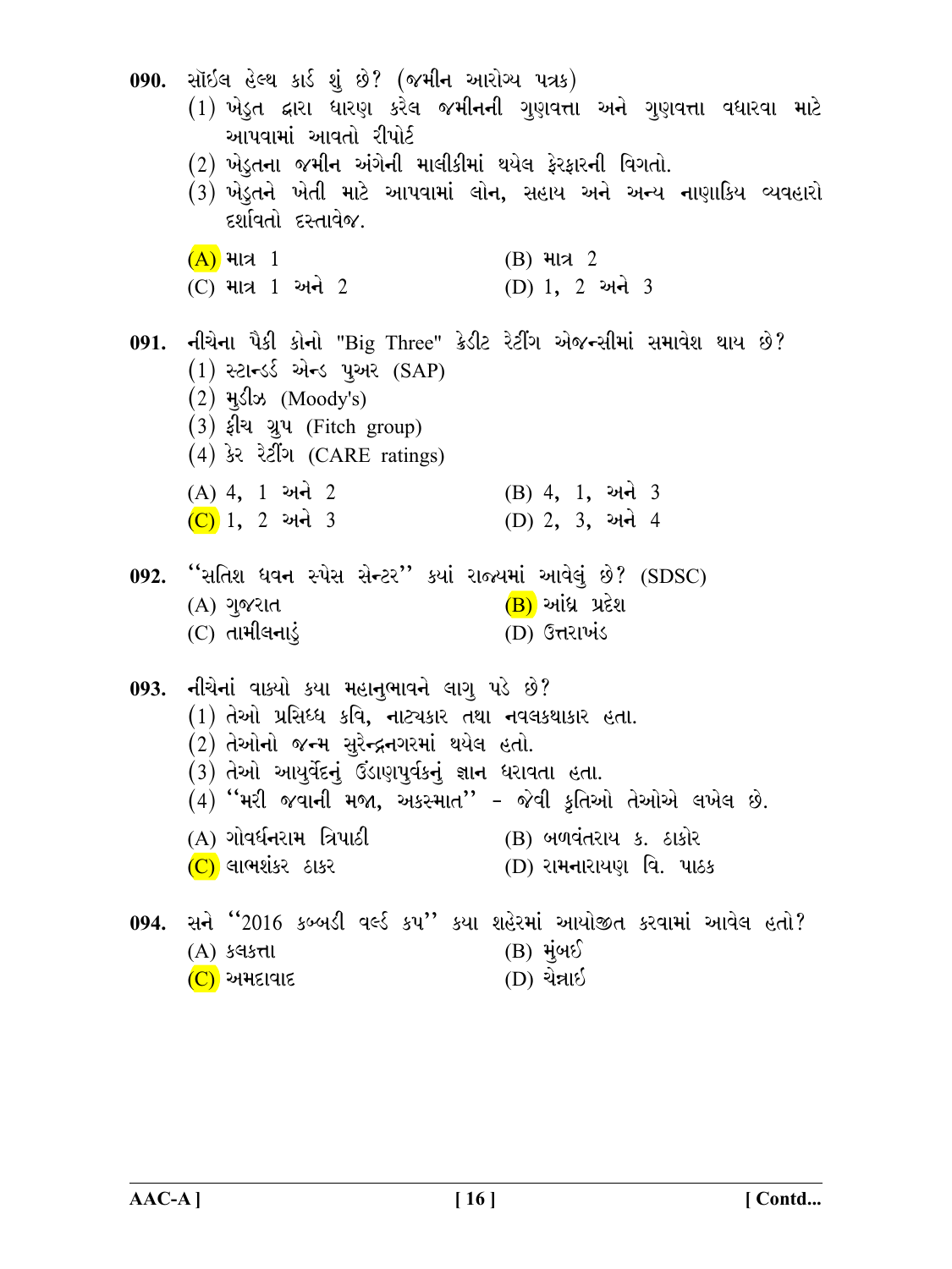**090.** સૉઈલ હેલ્થ કાર્ડ શું છે? (જમીન આરોગ્ય પત્રક)

(1) ખેડુત દ્વારા ધારણ કરેલ જમીનની ગુણવત્તા અને ગુણવત્તા વધારવા માટે આપવામાં આવતો રીપોર્ટ

(2) ખેડુતના જમીન અંગેની માલીકીમાં થયેલ ફેરફારની વિગતો.

(3) ખેડુતને ખેતી માટે આપવામાં લોન, સહાય અને અન્ય નાણાકિય વ્યવહારો દર્શાવતો દસ્તાવેજ.

(A) માત્ર 1 (B) માત્ર 2

(C) માત્ર 1 અને 2 (D) 1, 2 અને 3

**091.** નીચેના પૈકી કોનો "Big Three" ક્રેડીટ રેટીંગ એજન્સીમાં સમાવેશ થાય છે?

(1) સ્ટાન્ડર્ડ એન્ડ પુઅર (SAP)

(2) મુડીઝ (Moody's)

(3) ફીચ ગ્રુપ (Fitch group)

(4) કેર રેટીંગ (CARE ratings)

(A) 4, 1 અને 2 (B) 4, 1, અને 3

(C) 1, 2 અને 3 (D) 2, 3, અને 4

**092.** "સતિશ ધવન સ્પેસ સેન્ટર" કયાં રાજ્યમાં આવેલું છે? (SDSC)

(A) ગુજરાત (B) આંધ્ર પ્રદેશ

(C) તામીલનાડું (D) ઉત્તરાખંડ

**093.** નીચેનાં વાક્યો કયા મહાનુભાવને લાગુ પડે છે?

(1) તેઓ પ્રસિધ્ધ કવિ, નાટ્યકાર તથા નવલકથાકાર હતા.

(2) તેઓનો જન્મ સુરેન્દ્રનગરમાં થયેલ હતો.

(3) તેઓ આયુર્વેદનું ઉંડાણપુર્વકનું જ્ઞાન ધરાવતા હતા.

(4) "મરી જવાની મજા, અકસ્માત" - જેવી કૃતિઓ તેઓએ લખેલ છે.

(A) ગોવર્ધનરામ ત્રિપાઠી (B) બળવંતરાય ક. ઠાકોર

(C) લાભશંકર ઠાકર (D) રામનારાયણ વિ. પાઠક

**094.** સને "2016 કબ્બડી વર્લ્ડ કપ" કયા શહેરમાં આયોજીત કરવામાં આવેલ હતો?

(A) કલકત્તા (B) મુંબઈ

(C) અમદાવાદ (D) ચેન્નાઈ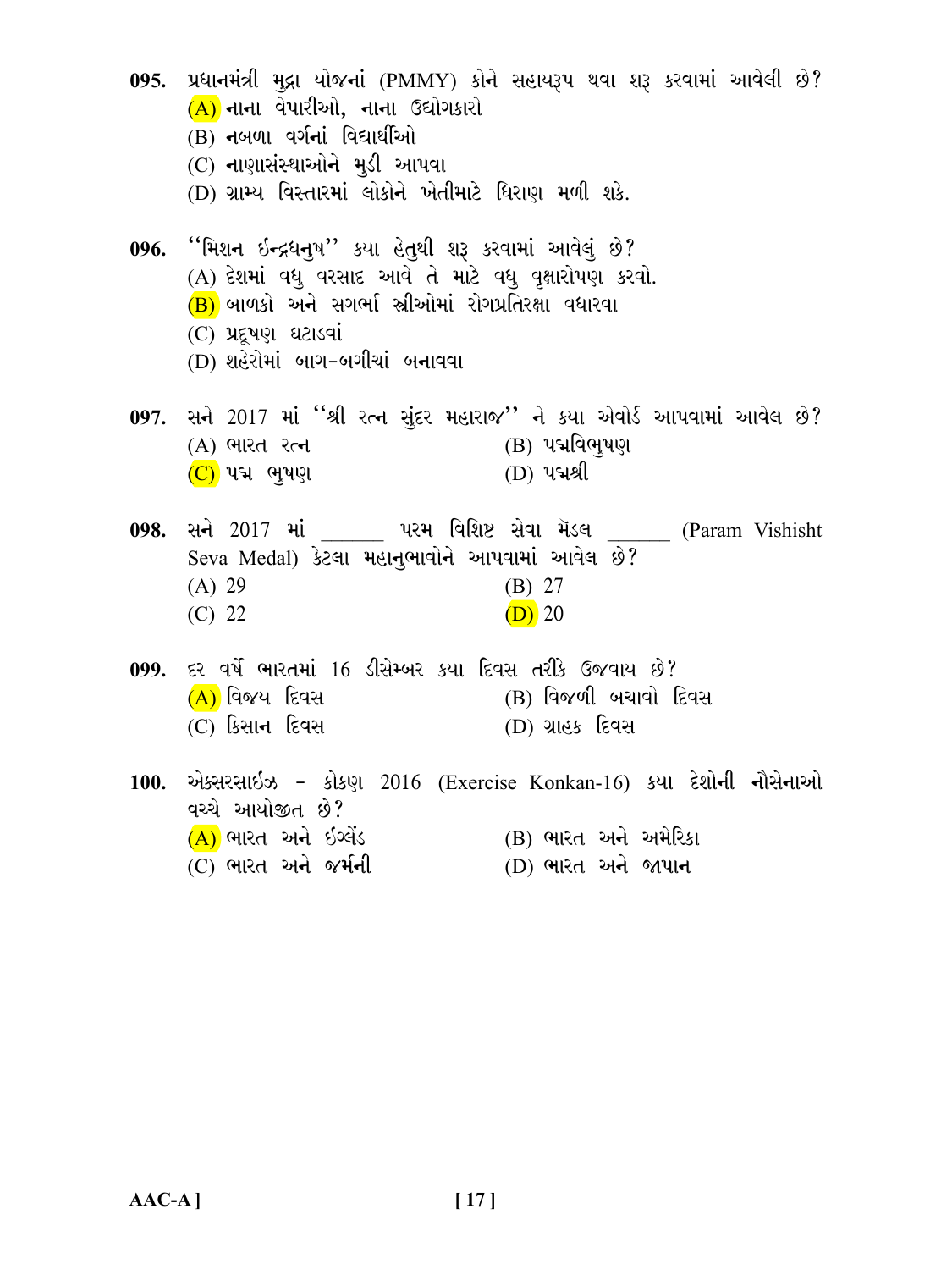**095.** પ્રધાનમંત્રી મુદ્રા યોજનાં (PMMY) કોને સહાયરૂપ થવા શરૂ કરવામાં આવેલી છે?

(A) નાના વેપારીઓ, નાના ઉદ્યોગકારો

(B) નબળા વર્ગનાં વિદ્યાર્થીઓ

(C) નાણાસંસ્થાઓને મુડી આપવા

(D) ગ્રામ્ય વિસ્તારમાં લોકોને ખેતીમાટે ધિરાણ મળી શકે.

**096.** ''મિશન ઈન્દ્રધનુષ'' કયા હેતુથી શરૂ કરવામાં આવેલું છે?

(A) દેશમાં વધુ વરસાદ આવે તે માટે વધુ વૃક્ષારોપણ કરવો.

(B) બાળકો અને સગર્ભા સ્ત્રીઓમાં રોગપ્રતિરક્ષા વધારવા

(C) પ્રદૂષણ ઘટાડવાં

(D) શહેરોમાં બાગ-બગીચાં બનાવવા

**097.** સને 2017 માં ''શ્રી રત્ન સુંદર મહારાજ'' ને કયા એવોર્ડ આપવામાં આવેલ છે?

(A) ભારત રત્ન

(B) પદ્મવિભુષણ

(C) પદ્મ ભુષણ

(D) પદ્મશ્રી

**098.** સને 2017 માં ______ પરમ વિશિષ્ટ સેવા મેંડલ ______ (Param Vishisht Seva Medal) કેટલા મહાનુભાવોને આપવામાં આવેલ છે?

(A) 29

(B) 27

(C) 22

(D) 20

**099.** દર વર્ષે ભારતમાં 16 ડીસેમ્બર કયા દિવસ તરીકે ઉજવાય છે?

(A) વિજય દિવસ

(B) વિજળી બચાવો દિવસ

(C) કિસાન દિવસ

(D) ગ્રાહક દિવસ

**100.** એક્સરસાઈઝ - કોકણ 2016 (Exercise Konkan-16) કયા દેશોની નૌસેનાઓ વચ્ચે આયોજીત છે?

(A) ભારત અને ઈંગ્લેંડ

(B) ભારત અને અમેરિકા

(C) ભારત અને જર્મની

(D) ભારત અને જાપાન